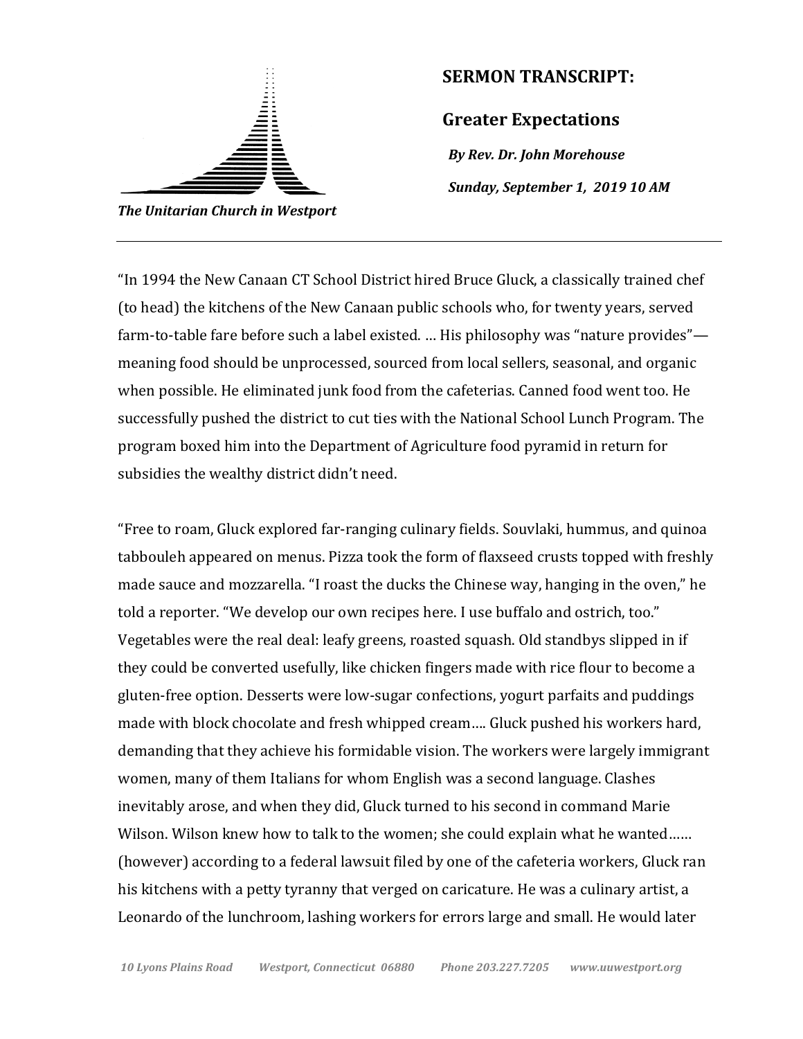*The Unitarian Church in Westport*

## SERMON TRANSCRIPT:

## Greater Expectations

***By Rev. Dr. John Morehouse***

***Sunday, September 1, 2019 10 AM***

---

"In 1994 the New Canaan CT School District hired Bruce Gluck, a classically trained chef (to head) the kitchens of the New Canaan public schools who, for twenty years, served farm-to-table fare before such a label existed. … His philosophy was "nature provides"—meaning food should be unprocessed, sourced from local sellers, seasonal, and organic when possible. He eliminated junk food from the cafeterias. Canned food went too. He successfully pushed the district to cut ties with the National School Lunch Program. The program boxed him into the Department of Agriculture food pyramid in return for subsidies the wealthy district didn't need.

"Free to roam, Gluck explored far-ranging culinary fields. Souvlaki, hummus, and quinoa tabbouleh appeared on menus. Pizza took the form of flaxseed crusts topped with freshly made sauce and mozzarella. "I roast the ducks the Chinese way, hanging in the oven," he told a reporter. "We develop our own recipes here. I use buffalo and ostrich, too." Vegetables were the real deal: leafy greens, roasted squash. Old standbys slipped in if they could be converted usefully, like chicken fingers made with rice flour to become a gluten-free option. Desserts were low-sugar confections, yogurt parfaits and puddings made with block chocolate and fresh whipped cream…. Gluck pushed his workers hard, demanding that they achieve his formidable vision. The workers were largely immigrant women, many of them Italians for whom English was a second language. Clashes inevitably arose, and when they did, Gluck turned to his second in command Marie Wilson. Wilson knew how to talk to the women; she could explain what he wanted…… (however) according to a federal lawsuit filed by one of the cafeteria workers, Gluck ran his kitchens with a petty tyranny that verged on caricature. He was a culinary artist, a Leonardo of the lunchroom, lashing workers for errors large and small. He would later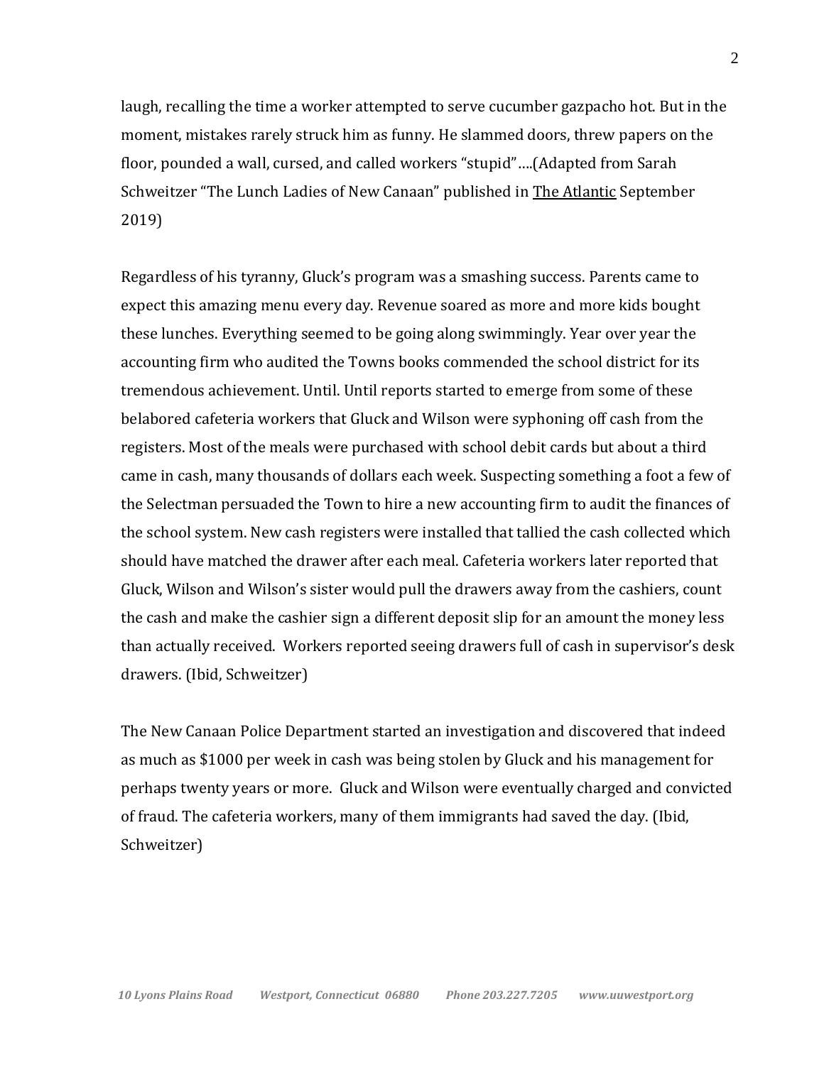laugh, recalling the time a worker attempted to serve cucumber gazpacho hot. But in the moment, mistakes rarely struck him as funny. He slammed doors, threw papers on the floor, pounded a wall, cursed, and called workers "stupid"….(Adapted from Sarah Schweitzer "The Lunch Ladies of New Canaan" published in The Atlantic September 2019)

Regardless of his tyranny, Gluck's program was a smashing success. Parents came to expect this amazing menu every day. Revenue soared as more and more kids bought these lunches. Everything seemed to be going along swimmingly. Year over year the accounting firm who audited the Towns books commended the school district for its tremendous achievement. Until. Until reports started to emerge from some of these belabored cafeteria workers that Gluck and Wilson were syphoning off cash from the registers. Most of the meals were purchased with school debit cards but about a third came in cash, many thousands of dollars each week. Suspecting something a foot a few of the Selectman persuaded the Town to hire a new accounting firm to audit the finances of the school system. New cash registers were installed that tallied the cash collected which should have matched the drawer after each meal. Cafeteria workers later reported that Gluck, Wilson and Wilson's sister would pull the drawers away from the cashiers, count the cash and make the cashier sign a different deposit slip for an amount the money less than actually received. Workers reported seeing drawers full of cash in supervisor's desk drawers. (Ibid, Schweitzer)

The New Canaan Police Department started an investigation and discovered that indeed as much as $1000 per week in cash was being stolen by Gluck and his management for perhaps twenty years or more. Gluck and Wilson were eventually charged and convicted of fraud. The cafeteria workers, many of them immigrants had saved the day. (Ibid, Schweitzer)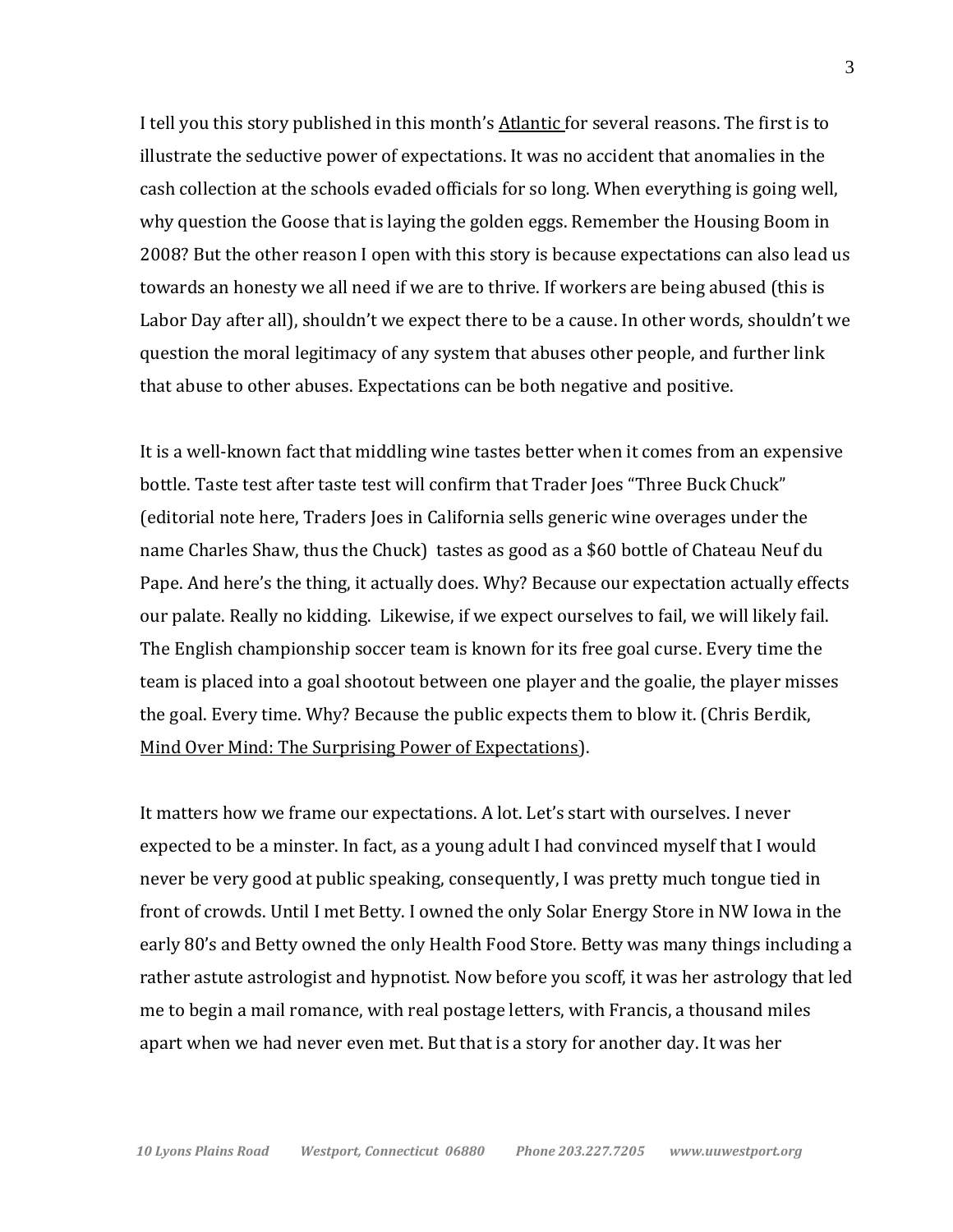I tell you this story published in this month's Atlantic for several reasons. The first is to illustrate the seductive power of expectations. It was no accident that anomalies in the cash collection at the schools evaded officials for so long. When everything is going well, why question the Goose that is laying the golden eggs. Remember the Housing Boom in 2008? But the other reason I open with this story is because expectations can also lead us towards an honesty we all need if we are to thrive. If workers are being abused (this is Labor Day after all), shouldn't we expect there to be a cause. In other words, shouldn't we question the moral legitimacy of any system that abuses other people, and further link that abuse to other abuses. Expectations can be both negative and positive.

It is a well-known fact that middling wine tastes better when it comes from an expensive bottle. Taste test after taste test will confirm that Trader Joes "Three Buck Chuck" (editorial note here, Traders Joes in California sells generic wine overages under the name Charles Shaw, thus the Chuck) tastes as good as a $60 bottle of Chateau Neuf du Pape. And here's the thing, it actually does. Why? Because our expectation actually effects our palate. Really no kidding. Likewise, if we expect ourselves to fail, we will likely fail. The English championship soccer team is known for its free goal curse. Every time the team is placed into a goal shootout between one player and the goalie, the player misses the goal. Every time. Why? Because the public expects them to blow it. (Chris Berdik, Mind Over Mind: The Surprising Power of Expectations).

It matters how we frame our expectations. A lot. Let's start with ourselves. I never expected to be a minster. In fact, as a young adult I had convinced myself that I would never be very good at public speaking, consequently, I was pretty much tongue tied in front of crowds. Until I met Betty. I owned the only Solar Energy Store in NW Iowa in the early 80's and Betty owned the only Health Food Store. Betty was many things including a rather astute astrologist and hypnotist. Now before you scoff, it was her astrology that led me to begin a mail romance, with real postage letters, with Francis, a thousand miles apart when we had never even met. But that is a story for another day. It was her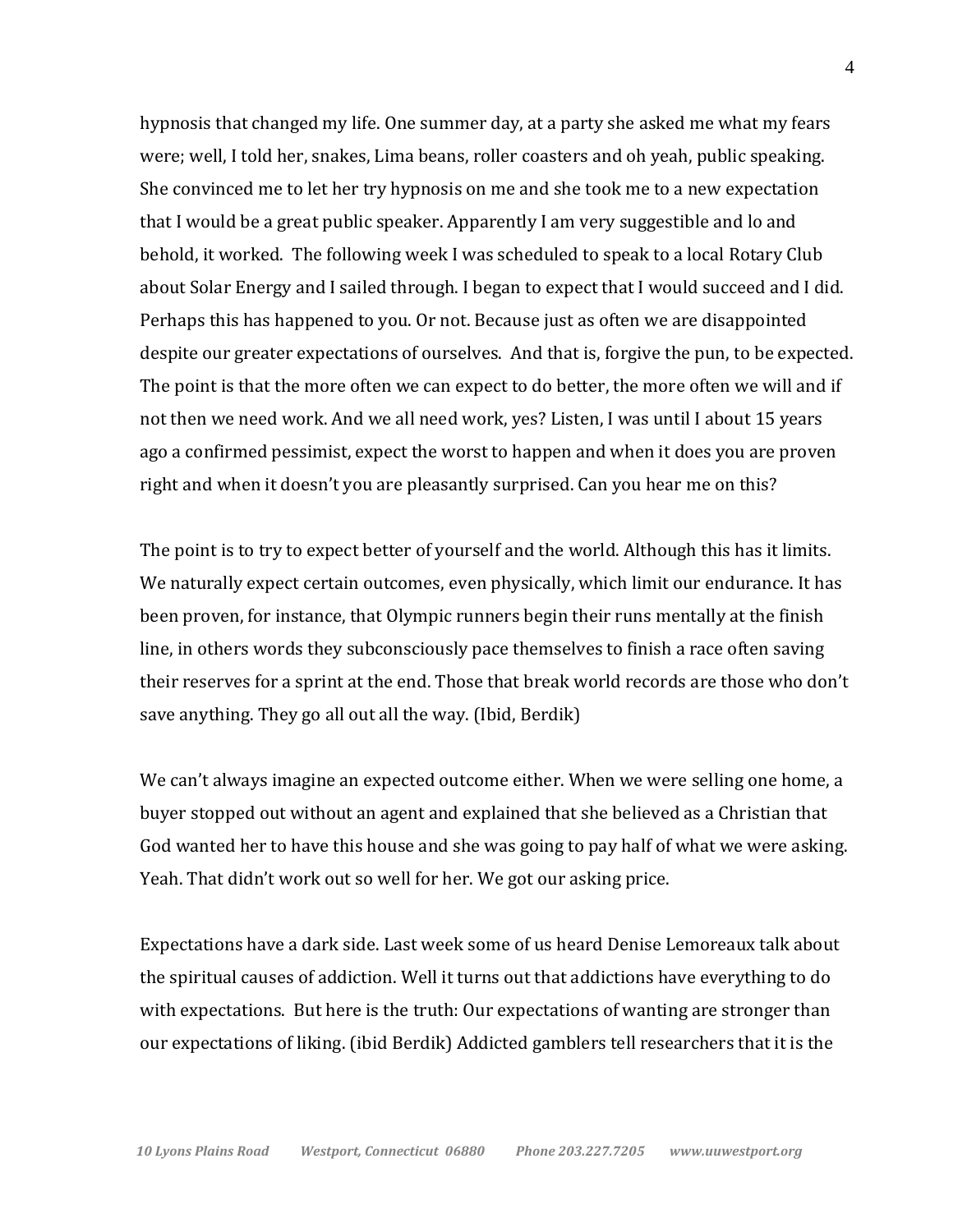hypnosis that changed my life. One summer day, at a party she asked me what my fears were; well, I told her, snakes, Lima beans, roller coasters and oh yeah, public speaking. She convinced me to let her try hypnosis on me and she took me to a new expectation that I would be a great public speaker. Apparently I am very suggestible and lo and behold, it worked. The following week I was scheduled to speak to a local Rotary Club about Solar Energy and I sailed through. I began to expect that I would succeed and I did. Perhaps this has happened to you. Or not. Because just as often we are disappointed despite our greater expectations of ourselves. And that is, forgive the pun, to be expected. The point is that the more often we can expect to do better, the more often we will and if not then we need work. And we all need work, yes? Listen, I was until I about 15 years ago a confirmed pessimist, expect the worst to happen and when it does you are proven right and when it doesn't you are pleasantly surprised. Can you hear me on this?

The point is to try to expect better of yourself and the world. Although this has it limits. We naturally expect certain outcomes, even physically, which limit our endurance. It has been proven, for instance, that Olympic runners begin their runs mentally at the finish line, in others words they subconsciously pace themselves to finish a race often saving their reserves for a sprint at the end. Those that break world records are those who don't save anything. They go all out all the way. (Ibid, Berdik)

We can't always imagine an expected outcome either. When we were selling one home, a buyer stopped out without an agent and explained that she believed as a Christian that God wanted her to have this house and she was going to pay half of what we were asking. Yeah. That didn't work out so well for her. We got our asking price.

Expectations have a dark side. Last week some of us heard Denise Lemoreaux talk about the spiritual causes of addiction. Well it turns out that addictions have everything to do with expectations. But here is the truth: Our expectations of wanting are stronger than our expectations of liking. (ibid Berdik) Addicted gamblers tell researchers that it is the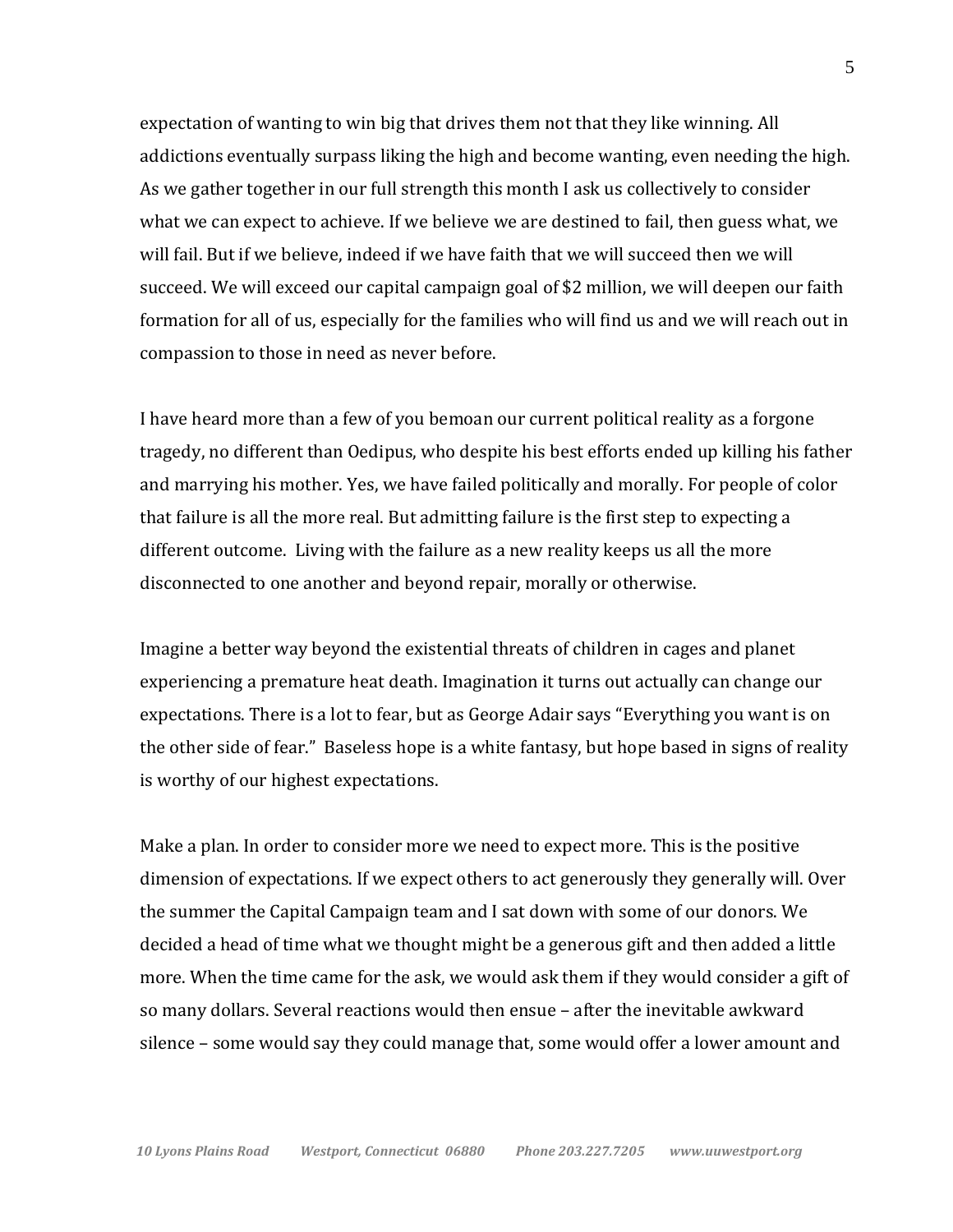expectation of wanting to win big that drives them not that they like winning. All addictions eventually surpass liking the high and become wanting, even needing the high. As we gather together in our full strength this month I ask us collectively to consider what we can expect to achieve. If we believe we are destined to fail, then guess what, we will fail. But if we believe, indeed if we have faith that we will succeed then we will succeed. We will exceed our capital campaign goal of $2 million, we will deepen our faith formation for all of us, especially for the families who will find us and we will reach out in compassion to those in need as never before.

I have heard more than a few of you bemoan our current political reality as a forgone tragedy, no different than Oedipus, who despite his best efforts ended up killing his father and marrying his mother. Yes, we have failed politically and morally. For people of color that failure is all the more real. But admitting failure is the first step to expecting a different outcome. Living with the failure as a new reality keeps us all the more disconnected to one another and beyond repair, morally or otherwise.

Imagine a better way beyond the existential threats of children in cages and planet experiencing a premature heat death. Imagination it turns out actually can change our expectations. There is a lot to fear, but as George Adair says "Everything you want is on the other side of fear." Baseless hope is a white fantasy, but hope based in signs of reality is worthy of our highest expectations.

Make a plan. In order to consider more we need to expect more. This is the positive dimension of expectations. If we expect others to act generously they generally will. Over the summer the Capital Campaign team and I sat down with some of our donors. We decided a head of time what we thought might be a generous gift and then added a little more. When the time came for the ask, we would ask them if they would consider a gift of so many dollars. Several reactions would then ensue – after the inevitable awkward silence – some would say they could manage that, some would offer a lower amount and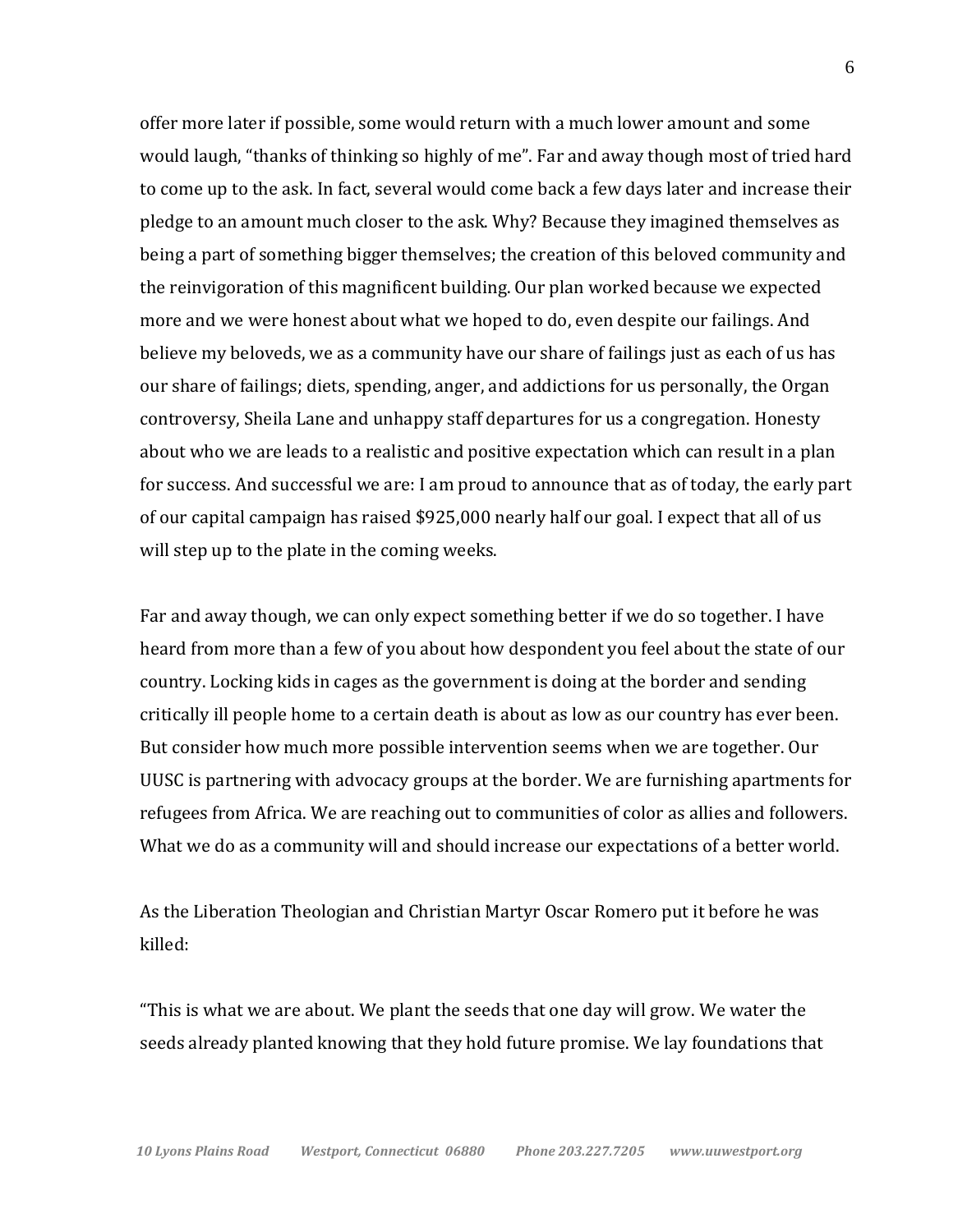offer more later if possible, some would return with a much lower amount and some would laugh, "thanks of thinking so highly of me". Far and away though most of tried hard to come up to the ask. In fact, several would come back a few days later and increase their pledge to an amount much closer to the ask. Why? Because they imagined themselves as being a part of something bigger themselves; the creation of this beloved community and the reinvigoration of this magnificent building. Our plan worked because we expected more and we were honest about what we hoped to do, even despite our failings. And believe my beloveds, we as a community have our share of failings just as each of us has our share of failings; diets, spending, anger, and addictions for us personally, the Organ controversy, Sheila Lane and unhappy staff departures for us a congregation. Honesty about who we are leads to a realistic and positive expectation which can result in a plan for success. And successful we are: I am proud to announce that as of today, the early part of our capital campaign has raised $925,000 nearly half our goal. I expect that all of us will step up to the plate in the coming weeks.

Far and away though, we can only expect something better if we do so together. I have heard from more than a few of you about how despondent you feel about the state of our country. Locking kids in cages as the government is doing at the border and sending critically ill people home to a certain death is about as low as our country has ever been. But consider how much more possible intervention seems when we are together. Our UUSC is partnering with advocacy groups at the border. We are furnishing apartments for refugees from Africa. We are reaching out to communities of color as allies and followers. What we do as a community will and should increase our expectations of a better world.

As the Liberation Theologian and Christian Martyr Oscar Romero put it before he was killed:

"This is what we are about. We plant the seeds that one day will grow. We water the seeds already planted knowing that they hold future promise. We lay foundations that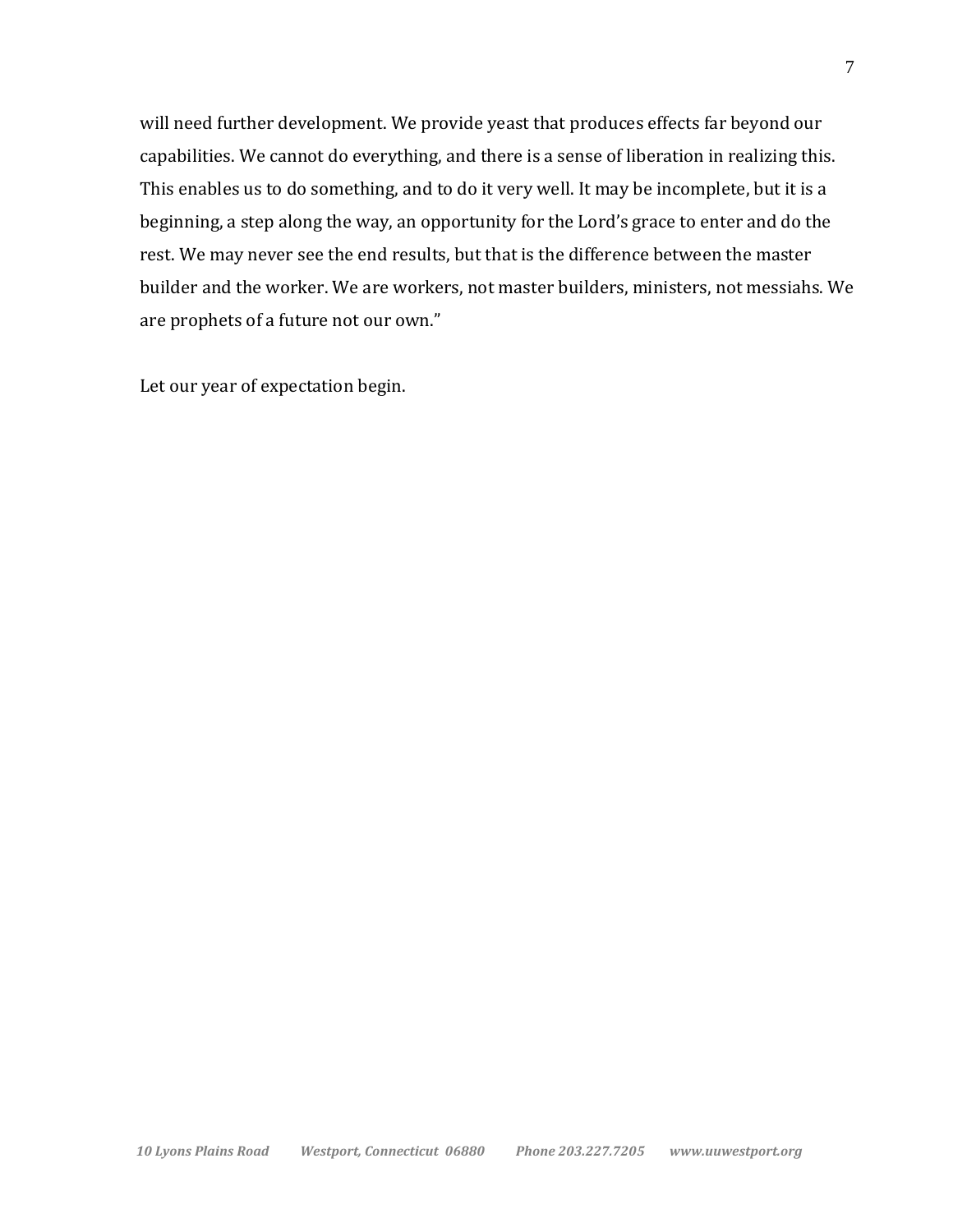will need further development. We provide yeast that produces effects far beyond our capabilities. We cannot do everything, and there is a sense of liberation in realizing this. This enables us to do something, and to do it very well. It may be incomplete, but it is a beginning, a step along the way, an opportunity for the Lord's grace to enter and do the rest. We may never see the end results, but that is the difference between the master builder and the worker. We are workers, not master builders, ministers, not messiahs. We are prophets of a future not our own."

Let our year of expectation begin.